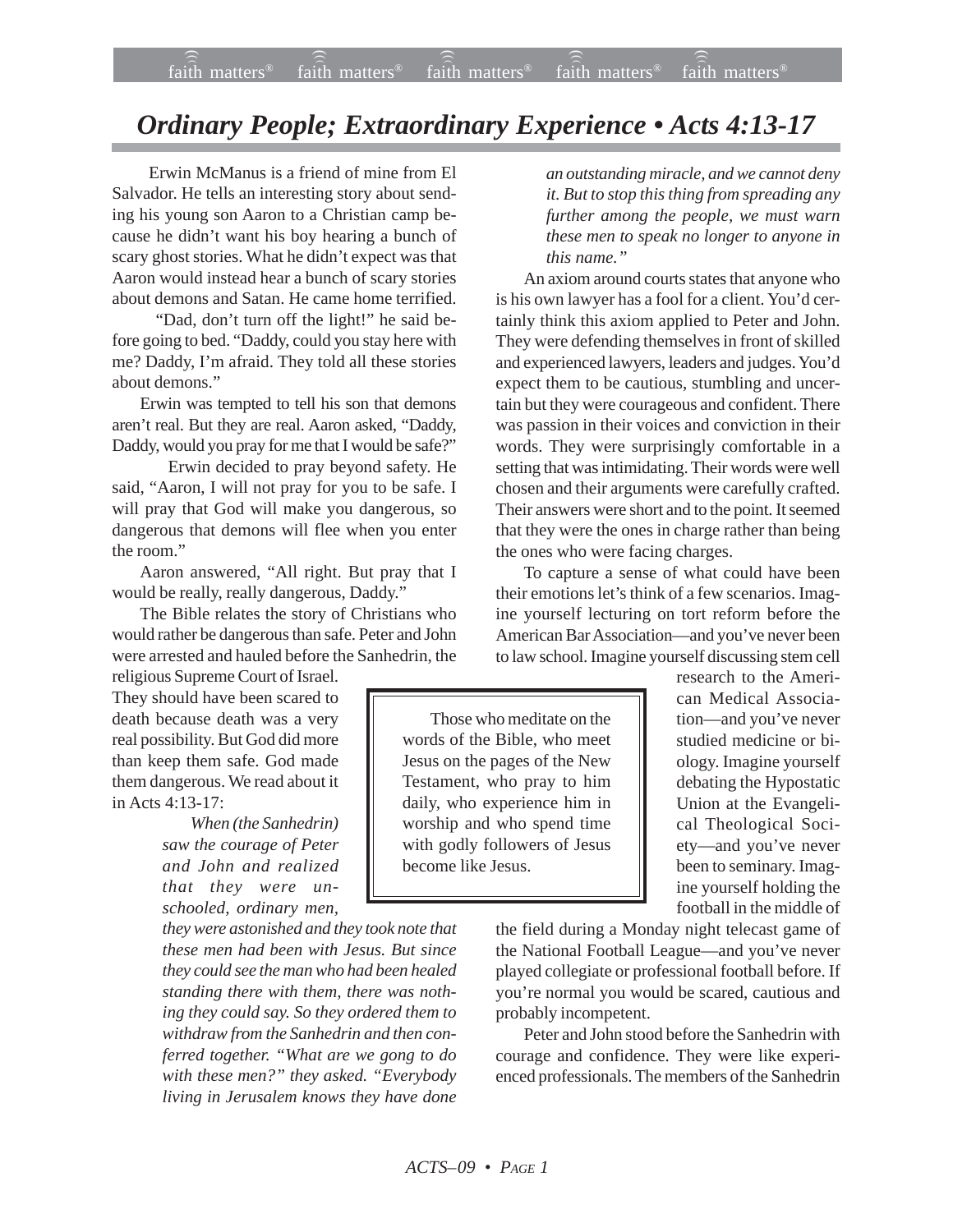# *Ordinary People; Extraordinary Experience • Acts 4:13-17*

Erwin McManus is a friend of mine from El Salvador. He tells an interesting story about sending his young son Aaron to a Christian camp because he didn't want his boy hearing a bunch of scary ghost stories. What he didn't expect was that Aaron would instead hear a bunch of scary stories about demons and Satan. He came home terrified.

"Dad, don't turn off the light!" he said before going to bed. "Daddy, could you stay here with me? Daddy, I'm afraid. They told all these stories about demons."

Erwin was tempted to tell his son that demons aren't real. But they are real. Aaron asked, "Daddy, Daddy, would you pray for me that I would be safe?"

Erwin decided to pray beyond safety. He said, "Aaron, I will not pray for you to be safe. I will pray that God will make you dangerous, so dangerous that demons will flee when you enter the room."

Aaron answered, "All right. But pray that I would be really, really dangerous, Daddy."

The Bible relates the story of Christians who would rather be dangerous than safe. Peter and John were arrested and hauled before the Sanhedrin, the religious Supreme Court of Israel. They should have been scared to death because death was a very real possibility. But God did more than keep them safe. God made them dangerous. We read about it in Acts 4:13-17:

> *When (the Sanhedrin) saw the courage of Peter and John and realized that they were unschooled, ordinary men, they were astonished and they took note that these men had been with Jesus. But since they could see the man who had been healed standing there with them, there was nothing they could say. So they ordered them to withdraw from the Sanhedrin and then conferred together. "What are we gong to do with these men?" they asked. "Everybody living in Jerusalem knows they have done an outstanding miracle, and we cannot deny it. But to stop this thing from spreading any further among the people, we must warn these men to speak no longer to anyone in this name."*

An axiom around courts states that anyone who is his own lawyer has a fool for a client. You'd certainly think this axiom applied to Peter and John. They were defending themselves in front of skilled and experienced lawyers, leaders and judges. You'd expect them to be cautious, stumbling and uncertain but they were courageous and confident. There was passion in their voices and conviction in their words. They were surprisingly comfortable in a setting that was intimidating. Their words were well chosen and their arguments were carefully crafted. Their answers were short and to the point. It seemed that they were the ones in charge rather than being the ones who were facing charges.

To capture a sense of what could have been their emotions let's think of a few scenarios. Imagine yourself lecturing on tort reform before the American Bar Association—and you've never been to law school. Imagine yourself discussing stem cell research to the American Medical Association—and you've never studied medicine or biology. Imagine yourself debating the Hypostatic Union at the Evangelical Theological Society—and you've never been to seminary. Imagine yourself holding the football in the middle of the field during a Monday night telecast game of the National Football League—and you've never played collegiate or professional football before. If you're normal you would be scared, cautious and probably incompetent.

> Those who meditate on the words of the Bible, who meet Jesus on the pages of the New Testament, who pray to him daily, who experience him in worship and who spend time with godly followers of Jesus become like Jesus.

Peter and John stood before the Sanhedrin with courage and confidence. They were like experienced professionals. The members of the Sanhedrin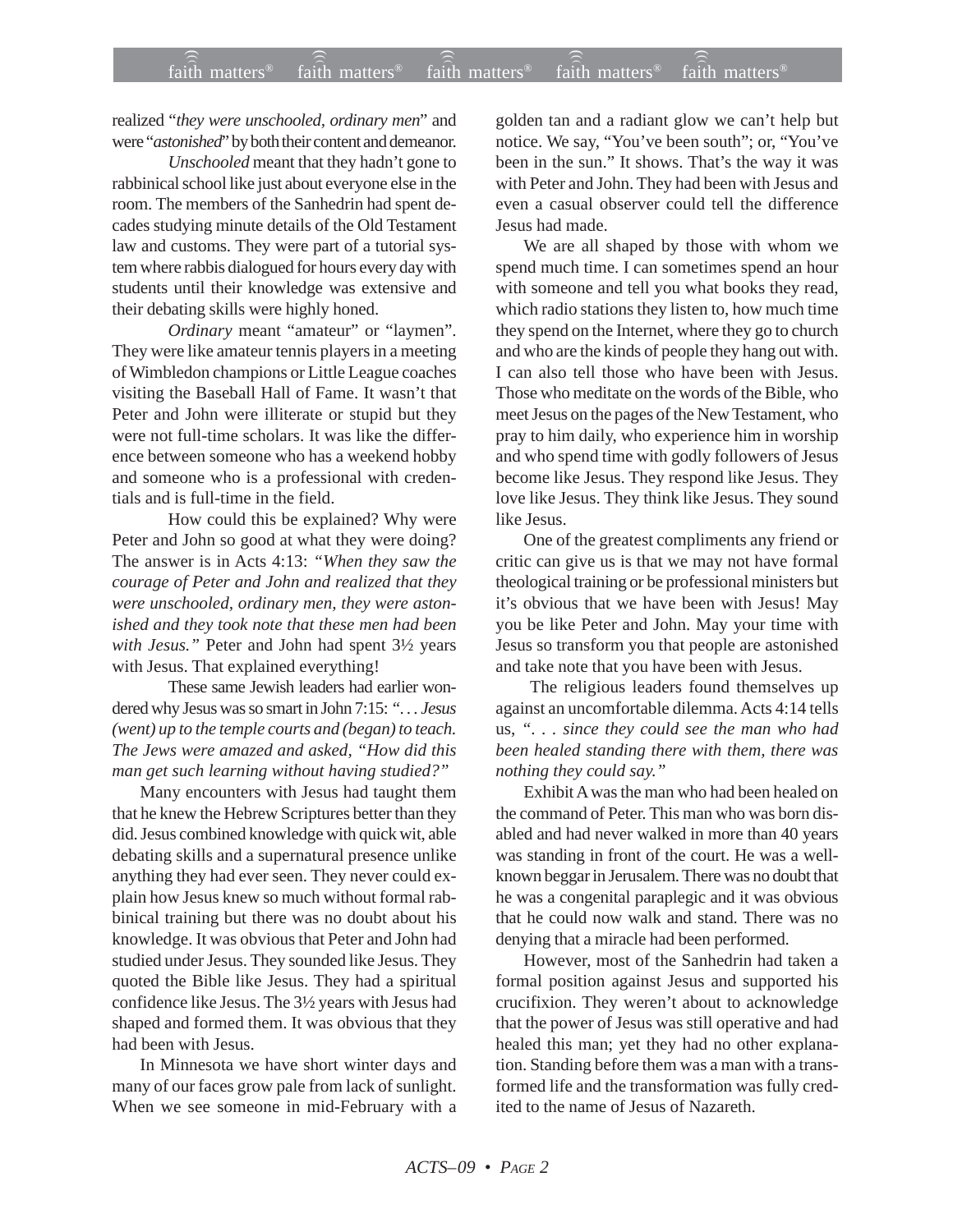realized "*they were unschooled, ordinary men*" and were "*astonished*" by both their content and demeanor.

*Unschooled* meant that they hadn't gone to rabbinical school like just about everyone else in the room. The members of the Sanhedrin had spent decades studying minute details of the Old Testament law and customs. They were part of a tutorial system where rabbis dialogued for hours every day with students until their knowledge was extensive and their debating skills were highly honed.

*Ordinary* meant "amateur" or "laymen". They were like amateur tennis players in a meeting of Wimbledon champions or Little League coaches visiting the Baseball Hall of Fame. It wasn't that Peter and John were illiterate or stupid but they were not full-time scholars. It was like the difference between someone who has a weekend hobby and someone who is a professional with credentials and is full-time in the field.

How could this be explained? Why were Peter and John so good at what they were doing? The answer is in Acts 4:13: *"When they saw the courage of Peter and John and realized that they were unschooled, ordinary men, they were astonished and they took note that these men had been with Jesus."* Peter and John had spent 3½ years with Jesus. That explained everything!

These same Jewish leaders had earlier wondered why Jesus was so smart in John 7:15: *". . . Jesus (went) up to the temple courts and (began) to teach. The Jews were amazed and asked, "How did this man get such learning without having studied?"*

Many encounters with Jesus had taught them that he knew the Hebrew Scriptures better than they did. Jesus combined knowledge with quick wit, able debating skills and a supernatural presence unlike anything they had ever seen. They never could explain how Jesus knew so much without formal rabbinical training but there was no doubt about his knowledge. It was obvious that Peter and John had studied under Jesus. They sounded like Jesus. They quoted the Bible like Jesus. They had a spiritual confidence like Jesus. The 3½ years with Jesus had shaped and formed them. It was obvious that they had been with Jesus.

In Minnesota we have short winter days and many of our faces grow pale from lack of sunlight. When we see someone in mid-February with a golden tan and a radiant glow we can't help but notice. We say, "You've been south"; or, "You've been in the sun." It shows. That's the way it was with Peter and John. They had been with Jesus and even a casual observer could tell the difference Jesus had made.

We are all shaped by those with whom we spend much time. I can sometimes spend an hour with someone and tell you what books they read, which radio stations they listen to, how much time they spend on the Internet, where they go to church and who are the kinds of people they hang out with. I can also tell those who have been with Jesus. Those who meditate on the words of the Bible, who meet Jesus on the pages of the New Testament, who pray to him daily, who experience him in worship and who spend time with godly followers of Jesus become like Jesus. They respond like Jesus. They love like Jesus. They think like Jesus. They sound like Jesus.

One of the greatest compliments any friend or critic can give us is that we may not have formal theological training or be professional ministers but it's obvious that we have been with Jesus! May you be like Peter and John. May your time with Jesus so transform you that people are astonished and take note that you have been with Jesus.

The religious leaders found themselves up against an uncomfortable dilemma. Acts 4:14 tells us, *". . . since they could see the man who had been healed standing there with them, there was nothing they could say."*

Exhibit A was the man who had been healed on the command of Peter. This man who was born disabled and had never walked in more than 40 years was standing in front of the court. He was a well-known beggar in Jerusalem. There was no doubt that he was a congenital paraplegic and it was obvious that he could now walk and stand. There was no denying that a miracle had been performed.

However, most of the Sanhedrin had taken a formal position against Jesus and supported his crucifixion. They weren't about to acknowledge that the power of Jesus was still operative and had healed this man; yet they had no other explanation. Standing before them was a man with a transformed life and the transformation was fully credited to the name of Jesus of Nazareth.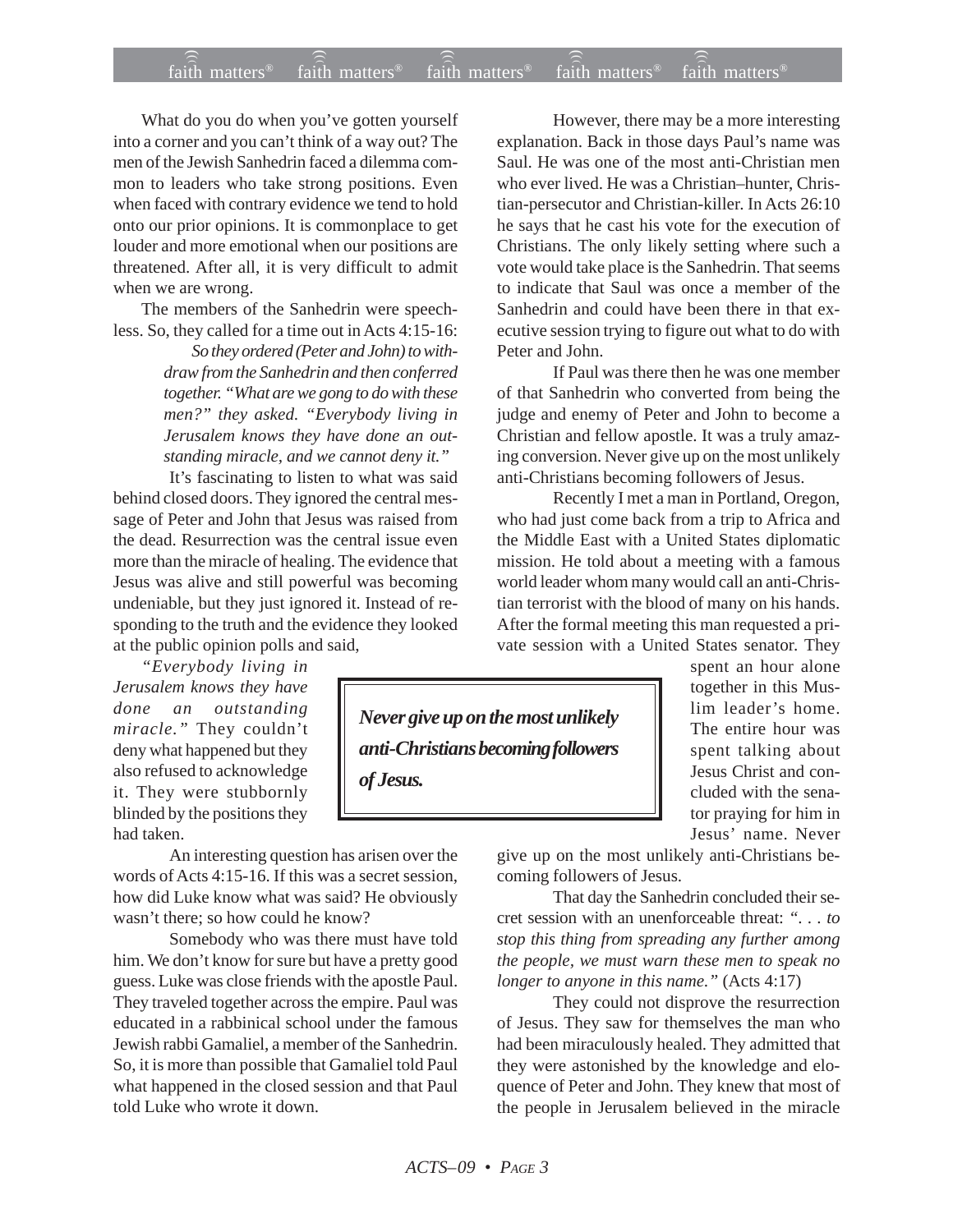What do you do when you've gotten yourself into a corner and you can't think of a way out? The men of the Jewish Sanhedrin faced a dilemma common to leaders who take strong positions. Even when faced with contrary evidence we tend to hold onto our prior opinions. It is commonplace to get louder and more emotional when our positions are threatened. After all, it is very difficult to admit when we are wrong.

The members of the Sanhedrin were speechless. So, they called for a time out in Acts 4:15-16:

> *So they ordered (Peter and John) to withdraw from the Sanhedrin and then conferred together. "What are we gong to do with these men?" they asked. "Everybody living in Jerusalem knows they have done an outstanding miracle, and we cannot deny it."*

It's fascinating to listen to what was said behind closed doors. They ignored the central message of Peter and John that Jesus was raised from the dead. Resurrection was the central issue even more than the miracle of healing. The evidence that Jesus was alive and still powerful was becoming undeniable, but they just ignored it. Instead of responding to the truth and the evidence they looked at the public opinion polls and said, *"Everybody living in Jerusalem knows they have done an outstanding miracle."* They couldn't deny what happened but they also refused to acknowledge it. They were stubbornly blinded by the positions they had taken.

An interesting question has arisen over the words of Acts 4:15-16. If this was a secret session, how did Luke know what was said? He obviously wasn't there; so how could he know?

Somebody who was there must have told him. We don't know for sure but have a pretty good guess. Luke was close friends with the apostle Paul. They traveled together across the empire. Paul was educated in a rabbinical school under the famous Jewish rabbi Gamaliel, a member of the Sanhedrin. So, it is more than possible that Gamaliel told Paul what happened in the closed session and that Paul told Luke who wrote it down.

However, there may be a more interesting explanation. Back in those days Paul's name was Saul. He was one of the most anti-Christian men who ever lived. He was a Christian–hunter, Christian-persecutor and Christian-killer. In Acts 26:10 he says that he cast his vote for the execution of Christians. The only likely setting where such a vote would take place is the Sanhedrin. That seems to indicate that Saul was once a member of the Sanhedrin and could have been there in that executive session trying to figure out what to do with Peter and John.

If Paul was there then he was one member of that Sanhedrin who converted from being the judge and enemy of Peter and John to become a Christian and fellow apostle. It was a truly amazing conversion. Never give up on the most unlikely anti-Christians becoming followers of Jesus.

Recently I met a man in Portland, Oregon, who had just come back from a trip to Africa and the Middle East with a United States diplomatic mission. He told about a meeting with a famous world leader whom many would call an anti-Christian terrorist with the blood of many on his hands. After the formal meeting this man requested a private session with a United States senator. They spent an hour alone together in this Muslim leader's home. The entire hour was spent talking about Jesus Christ and concluded with the senator praying for him in Jesus' name. Never give up on the most unlikely anti-Christians becoming followers of Jesus.

> ***Never give up on the most unlikely anti-Christians becoming followers of Jesus.***

That day the Sanhedrin concluded their secret session with an unenforceable threat: *". . . to stop this thing from spreading any further among the people, we must warn these men to speak no longer to anyone in this name."* (Acts 4:17)

They could not disprove the resurrection of Jesus. They saw for themselves the man who had been miraculously healed. They admitted that they were astonished by the knowledge and eloquence of Peter and John. They knew that most of the people in Jerusalem believed in the miracle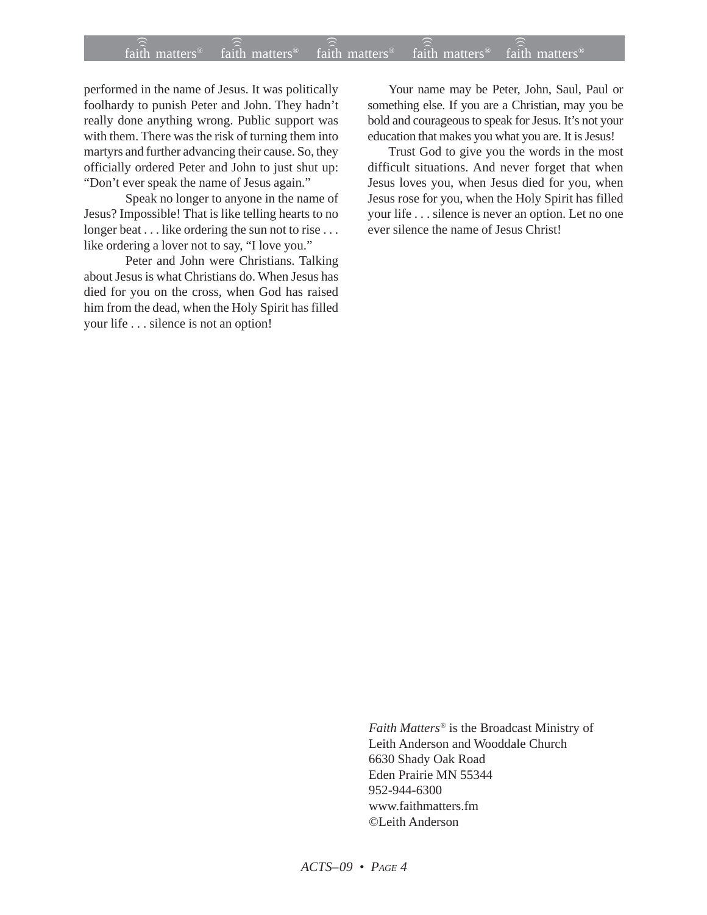performed in the name of Jesus. It was politically foolhardy to punish Peter and John. They hadn't really done anything wrong. Public support was with them. There was the risk of turning them into martyrs and further advancing their cause. So, they officially ordered Peter and John to just shut up: "Don't ever speak the name of Jesus again."

Speak no longer to anyone in the name of Jesus? Impossible! That is like telling hearts to no longer beat . . . like ordering the sun not to rise . . . like ordering a lover not to say, "I love you."

Peter and John were Christians. Talking about Jesus is what Christians do. When Jesus has died for you on the cross, when God has raised him from the dead, when the Holy Spirit has filled your life . . . silence is not an option!

Your name may be Peter, John, Saul, Paul or something else. If you are a Christian, may you be bold and courageous to speak for Jesus. It's not your education that makes you what you are. It is Jesus!

Trust God to give you the words in the most difficult situations. And never forget that when Jesus loves you, when Jesus died for you, when Jesus rose for you, when the Holy Spirit has filled your life . . . silence is never an option. Let no one ever silence the name of Jesus Christ!

*Faith Matters*® is the Broadcast Ministry of
Leith Anderson and Wooddale Church
6630 Shady Oak Road
Eden Prairie MN 55344
952-944-6300
www.faithmatters.fm
©Leith Anderson